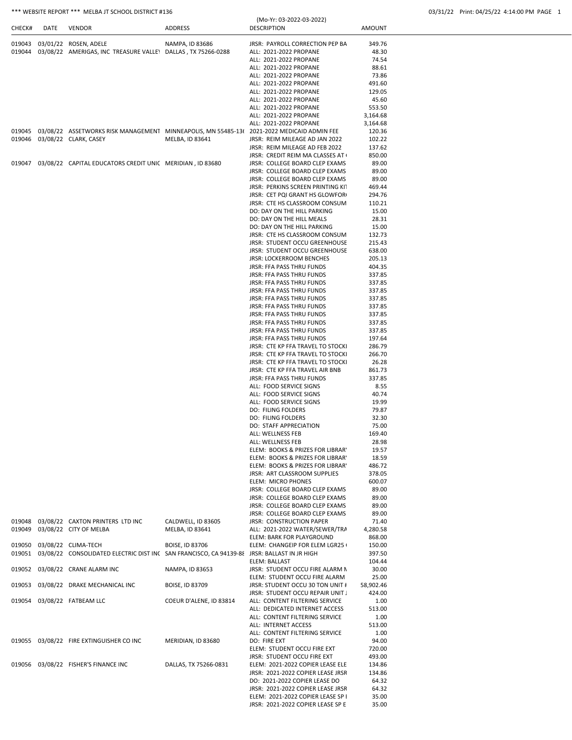*** WEBSITE REPORT *** MELBA JT SCHOOL DISTRICT #136

(Mo-Yr: 03-2022-03-2022)

03/31/22 Print: 04/25/22 4:14:00 PM PAGE 1

| CHECK# | DATE | VENDOR | ADDRESS | DESCRIPTION | AMOUNT |
|---|---|---|---|---|---|
| 019043 | 03/01/22 | ROSEN, ADELE | NAMPA, ID 83686 | JRSR: PAYROLL CORRECTION PEP BA | 349.76 |
| 019044 | 03/08/22 | AMERIGAS, INC TREASURE VALLEY | DALLAS , TX 75266-0288 | ALL: 2021-2022 PROPANE | 48.30 |
| | | | | ALL: 2021-2022 PROPANE | 74.54 |
| | | | | ALL: 2021-2022 PROPANE | 88.61 |
| | | | | ALL: 2021-2022 PROPANE | 73.86 |
| | | | | ALL: 2021-2022 PROPANE | 491.60 |
| | | | | ALL: 2021-2022 PROPANE | 129.05 |
| | | | | ALL: 2021-2022 PROPANE | 45.60 |
| | | | | ALL: 2021-2022 PROPANE | 553.50 |
| | | | | ALL: 2021-2022 PROPANE | 3,164.68 |
| | | | | ALL: 2021-2022 PROPANE | 3,164.68 |
| 019045 | 03/08/22 | ASSETWORKS RISK MANAGEMENT | MINNEAPOLIS, MN 55485-136 | 2021-2022 MEDICAID ADMIN FEE | 120.36 |
| 019046 | 03/08/22 | CLARK, CASEY | MELBA, ID 83641 | JRSR: REIM MILEAGE AD JAN 2022 | 102.22 |
| | | | | JRSR: REIM MILEAGE AD FEB 2022 | 137.62 |
| | | | | JRSR: CREDIT REIM MA CLASSES AT | 850.00 |
| 019047 | 03/08/22 | CAPITAL EDUCATORS CREDIT UNIO | MERIDIAN , ID 83680 | JRSR: COLLEGE BOARD CLEP EXAMS | 89.00 |
| | | | | JRSR: COLLEGE BOARD CLEP EXAMS | 89.00 |
| | | | | JRSR: COLLEGE BOARD CLEP EXAMS | 89.00 |
| | | | | JRSR: PERKINS SCREEN PRINTING KIT | 469.44 |
| | | | | JRSR: CET PQI GRANT HS GLOWFOR | 294.76 |
| | | | | JRSR: CTE HS CLASSROOM CONSUM | 110.21 |
| | | | | DO: DAY ON THE HILL PARKING | 15.00 |
| | | | | DO: DAY ON THE HILL MEALS | 28.31 |
| | | | | DO: DAY ON THE HILL PARKING | 15.00 |
| | | | | JRSR: CTE HS CLASSROOM CONSUM | 132.73 |
| | | | | JRSR: STUDENT OCCU GREENHOUSE | 215.43 |
| | | | | JRSR: STUDENT OCCU GREENHOUSE | 638.00 |
| | | | | JRSR: LOCKERROOM BENCHES | 205.13 |
| | | | | JRSR: FFA PASS THRU FUNDS | 404.35 |
| | | | | JRSR: FFA PASS THRU FUNDS | 337.85 |
| | | | | JRSR: FFA PASS THRU FUNDS | 337.85 |
| | | | | JRSR: FFA PASS THRU FUNDS | 337.85 |
| | | | | JRSR: FFA PASS THRU FUNDS | 337.85 |
| | | | | JRSR: FFA PASS THRU FUNDS | 337.85 |
| | | | | JRSR: FFA PASS THRU FUNDS | 337.85 |
| | | | | JRSR: FFA PASS THRU FUNDS | 337.85 |
| | | | | JRSR: FFA PASS THRU FUNDS | 337.85 |
| | | | | JRSR: FFA PASS THRU FUNDS | 197.64 |
| | | | | JRSR: CTE KP FFA TRAVEL TO STOCKI | 286.79 |
| | | | | JRSR: CTE KP FFA TRAVEL TO STOCKI | 266.70 |
| | | | | JRSR: CTE KP FFA TRAVEL TO STOCKI | 26.28 |
| | | | | JRSR: CTE KP FFA TRAVEL AIR BNB | 861.73 |
| | | | | JRSR: FFA PASS THRU FUNDS | 337.85 |
| | | | | ALL: FOOD SERVICE SIGNS | 8.55 |
| | | | | ALL: FOOD SERVICE SIGNS | 40.74 |
| | | | | ALL: FOOD SERVICE SIGNS | 19.99 |
| | | | | DO: FILING FOLDERS | 79.87 |
| | | | | DO: FILING FOLDERS | 32.30 |
| | | | | DO: STAFF APPRECIATION | 75.00 |
| | | | | ALL: WELLNESS FEB | 169.40 |
| | | | | ALL: WELLNESS FEB | 28.98 |
| | | | | ELEM: BOOKS & PRIZES FOR LIBRARY | 19.57 |
| | | | | ELEM: BOOKS & PRIZES FOR LIBRARY | 18.59 |
| | | | | ELEM: BOOKS & PRIZES FOR LIBRARY | 486.72 |
| | | | | JRSR: ART CLASSROOM SUPPLIES | 378.05 |
| | | | | ELEM: MICRO PHONES | 600.07 |
| | | | | JRSR: COLLEGE BOARD CLEP EXAMS | 89.00 |
| | | | | JRSR: COLLEGE BOARD CLEP EXAMS | 89.00 |
| | | | | JRSR: COLLEGE BOARD CLEP EXAMS | 89.00 |
| | | | | JRSR: COLLEGE BOARD CLEP EXAMS | 89.00 |
| 019048 | 03/08/22 | CAXTON PRINTERS LTD INC | CALDWELL, ID 83605 | JRSR: CONSTRUCTION PAPER | 71.40 |
| 019049 | 03/08/22 | CITY OF MELBA | MELBA, ID 83641 | ALL: 2021-2022 WATER/SEWER/TRA | 4,280.58 |
| | | | | ELEM: BARK FOR PLAYGROUND | 868.00 |
| 019050 | 03/08/22 | CLIMA-TECH | BOISE, ID 83706 | ELEM: CHANGEIP FOR ELEM LGR25 | 150.00 |
| 019051 | 03/08/22 | CONSOLIDATED ELECTRIC DIST INC | SAN FRANCISCO, CA 94139-88 | JRSR: BALLAST IN JR HIGH | 397.50 |
| | | | | ELEM: BALLAST | 104.44 |
| 019052 | 03/08/22 | CRANE ALARM INC | NAMPA, ID 83653 | JRSR: STUDENT OCCU FIRE ALARM M | 30.00 |
| | | | | ELEM: STUDENT OCCU FIRE ALARM | 25.00 |
| 019053 | 03/08/22 | DRAKE MECHANICAL INC | BOISE, ID 83709 | JRSR: STUDENT OCCU 30 TON UNIT # | 58,902.46 |
| | | | | JRSR: STUDENT OCCU REPAIR UNIT | 424.00 |
| 019054 | 03/08/22 | FATBEAM LLC | COEUR D'ALENE, ID 83814 | ALL: CONTENT FILTERING SERVICE | 1.00 |
| | | | | ALL: DEDICATED INTERNET ACCESS | 513.00 |
| | | | | ALL: CONTENT FILTERING SERVICE | 1.00 |
| | | | | ALL: INTERNET ACCESS | 513.00 |
| | | | | ALL: CONTENT FILTERING SERVICE | 1.00 |
| 019055 | 03/08/22 | FIRE EXTINGUISHER CO INC | MERIDIAN, ID 83680 | DO: FIRE EXT | 94.00 |
| | | | | ELEM: STUDENT OCCU FIRE EXT | 720.00 |
| | | | | JRSR: STUDENT OCCU FIRE EXT | 493.00 |
| 019056 | 03/08/22 | FISHER'S FINANCE INC | DALLAS, TX 75266-0831 | ELEM: 2021-2022 COPIER LEASE ELE | 134.86 |
| | | | | JRSR: 2021-2022 COPIER LEASE JRSR | 134.86 |
| | | | | DO: 2021-2022 COPIER LEASE DO | 64.32 |
| | | | | JRSR: 2021-2022 COPIER LEASE JRSR | 64.32 |
| | | | | ELEM: 2021-2022 COPIER LEASE SP | 35.00 |
| | | | | JRSR: 2021-2022 COPIER LEASE SP E | 35.00 |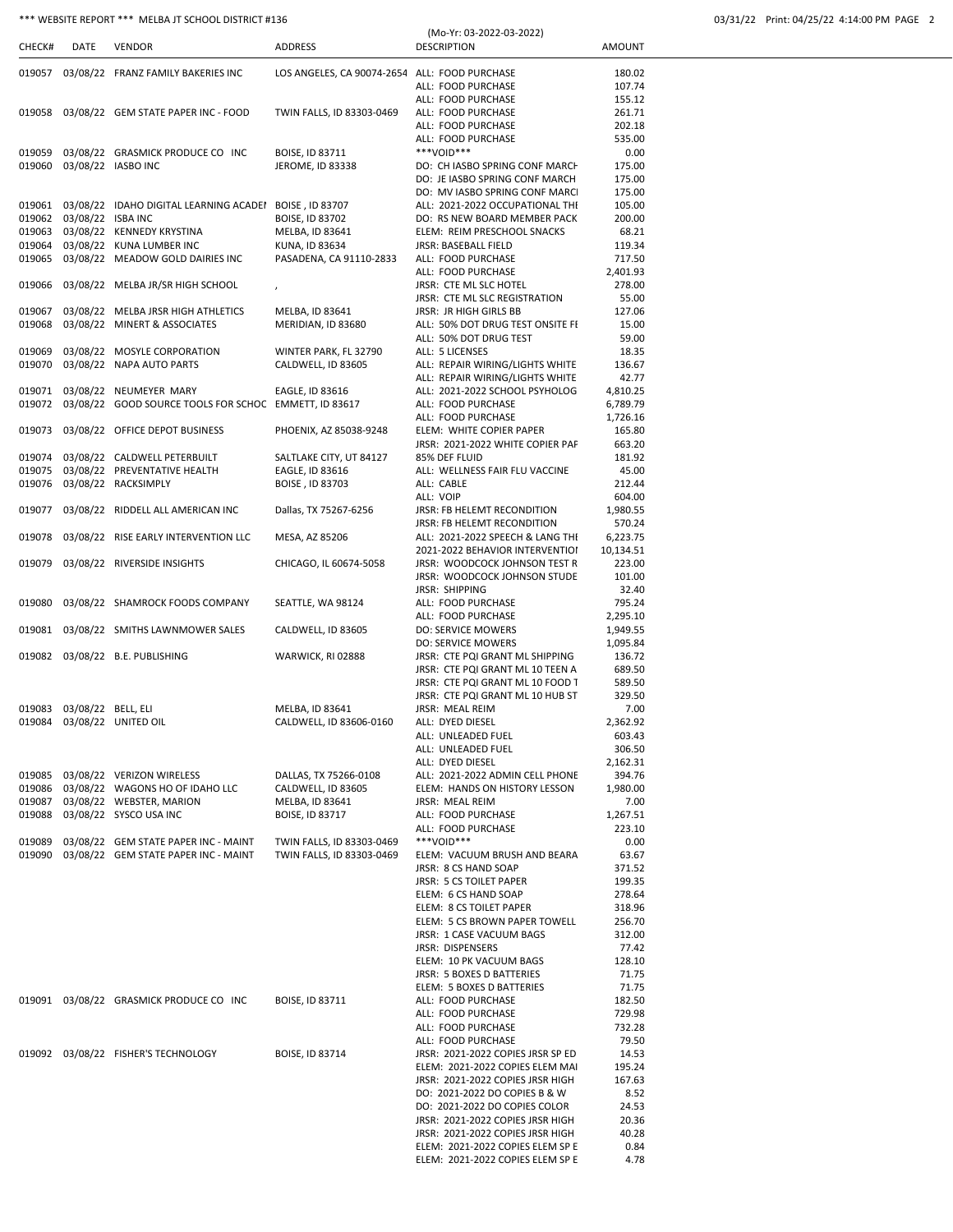| CHECK# | DATE | VENDOR | ADDRESS | DESCRIPTION | AMOUNT |
|---|---|---|---|---|---|
| 019057 | 03/08/22 | FRANZ FAMILY BAKERIES INC | LOS ANGELES, CA 90074-2654 | ALL: FOOD PURCHASE | 180.02 |
| | | | | ALL: FOOD PURCHASE | 107.74 |
| | | | | ALL: FOOD PURCHASE | 155.12 |
| 019058 | 03/08/22 | GEM STATE PAPER INC - FOOD | TWIN FALLS, ID 83303-0469 | ALL: FOOD PURCHASE | 261.71 |
| | | | | ALL: FOOD PURCHASE | 202.18 |
| | | | | ALL: FOOD PURCHASE | 535.00 |
| 019059 | 03/08/22 | GRASMICK PRODUCE CO INC | BOISE, ID 83711 | ***VOID*** | 0.00 |
| 019060 | 03/08/22 | IASBO INC | JEROME, ID 83338 | DO: CH IASBO SPRING CONF MARCH | 175.00 |
| | | | | DO: JE IASBO SPRING CONF MARCH | 175.00 |
| | | | | DO: MV IASBO SPRING CONF MARCI | 175.00 |
| 019061 | 03/08/22 | IDAHO DIGITAL LEARNING ACADEI | BOISE , ID 83707 | ALL: 2021-2022 OCCUPATIONAL THI | 105.00 |
| 019062 | 03/08/22 | ISBA INC | BOISE, ID 83702 | DO: RS NEW BOARD MEMBER PACK | 200.00 |
| 019063 | 03/08/22 | KENNEDY KRYSTINA | MELBA, ID 83641 | ELEM: REIM PRESCHOOL SNACKS | 68.21 |
| 019064 | 03/08/22 | KUNA LUMBER INC | KUNA, ID 83634 | JRSR: BASEBALL FIELD | 119.34 |
| 019065 | 03/08/22 | MEADOW GOLD DAIRIES INC | PASADENA, CA 91110-2833 | ALL: FOOD PURCHASE | 717.50 |
| | | | | ALL: FOOD PURCHASE | 2,401.93 |
| 019066 | 03/08/22 | MELBA JR/SR HIGH SCHOOL | , | JRSR: CTE ML SLC HOTEL | 278.00 |
| | | | | JRSR: CTE ML SLC REGISTRATION | 55.00 |
| 019067 | 03/08/22 | MELBA JRSR HIGH ATHLETICS | MELBA, ID 83641 | JRSR: JR HIGH GIRLS BB | 127.06 |
| 019068 | 03/08/22 | MINERT & ASSOCIATES | MERIDIAN, ID 83680 | ALL: 50% DOT DRUG TEST ONSITE FI | 15.00 |
| | | | | ALL: 50% DOT DRUG TEST | 59.00 |
| 019069 | 03/08/22 | MOSYLE CORPORATION | WINTER PARK, FL 32790 | ALL: 5 LICENSES | 18.35 |
| 019070 | 03/08/22 | NAPA AUTO PARTS | CALDWELL, ID 83605 | ALL: REPAIR WIRING/LIGHTS WHITE | 136.67 |
| | | | | ALL: REPAIR WIRING/LIGHTS WHITE | 42.77 |
| 019071 | 03/08/22 | NEUMEYER MARY | EAGLE, ID 83616 | ALL: 2021-2022 SCHOOL PSYHOLOG | 4,810.25 |
| 019072 | 03/08/22 | GOOD SOURCE TOOLS FOR SCHOC | EMMETT, ID 83617 | ALL: FOOD PURCHASE | 6,789.79 |
| | | | | ALL: FOOD PURCHASE | 1,726.16 |
| 019073 | 03/08/22 | OFFICE DEPOT BUSINESS | PHOENIX, AZ 85038-9248 | ELEM: WHITE COPIER PAPER | 165.80 |
| | | | | JRSR: 2021-2022 WHITE COPIER PAF | 663.20 |
| 019074 | 03/08/22 | CALDWELL PETERBUILT | SALTLAKE CITY, UT 84127 | 85% DEF FLUID | 181.92 |
| 019075 | 03/08/22 | PREVENTATIVE HEALTH | EAGLE, ID 83616 | ALL: WELLNESS FAIR FLU VACCINE | 45.00 |
| 019076 | 03/08/22 | RACKSIMPLY | BOISE , ID 83703 | ALL: CABLE | 212.44 |
| | | | | ALL: VOIP | 604.00 |
| 019077 | 03/08/22 | RIDDELL ALL AMERICAN INC | Dallas, TX 75267-6256 | JRSR: FB HELEMT RECONDITION | 1,980.55 |
| | | | | JRSR: FB HELEMT RECONDITION | 570.24 |
| 019078 | 03/08/22 | RISE EARLY INTERVENTION LLC | MESA, AZ 85206 | ALL: 2021-2022 SPEECH & LANG THI | 6,223.75 |
| | | | | 2021-2022 BEHAVIOR INTERVENTIOI | 10,134.51 |
| 019079 | 03/08/22 | RIVERSIDE INSIGHTS | CHICAGO, IL 60674-5058 | JRSR: WOODCOCK JOHNSON TEST R | 223.00 |
| | | | | JRSR: WOODCOCK JOHNSON STUDE | 101.00 |
| | | | | JRSR: SHIPPING | 32.40 |
| 019080 | 03/08/22 | SHAMROCK FOODS COMPANY | SEATTLE, WA 98124 | ALL: FOOD PURCHASE | 795.24 |
| | | | | ALL: FOOD PURCHASE | 2,295.10 |
| 019081 | 03/08/22 | SMITHS LAWNMOWER SALES | CALDWELL, ID 83605 | DO: SERVICE MOWERS | 1,949.55 |
| | | | | DO: SERVICE MOWERS | 1,095.84 |
| 019082 | 03/08/22 | B.E. PUBLISHING | WARWICK, RI 02888 | JRSR: CTE PQI GRANT ML SHIPPING | 136.72 |
| | | | | JRSR: CTE PQI GRANT ML 10 TEEN A | 689.50 |
| | | | | JRSR: CTE PQI GRANT ML 10 FOOD T | 589.50 |
| | | | | JRSR: CTE PQI GRANT ML 10 HUB ST | 329.50 |
| 019083 | 03/08/22 | BELL, ELI | MELBA, ID 83641 | JRSR: MEAL REIM | 7.00 |
| 019084 | 03/08/22 | UNITED OIL | CALDWELL, ID 83606-0160 | ALL: DYED DIESEL | 2,362.92 |
| | | | | ALL: UNLEADED FUEL | 603.43 |
| | | | | ALL: UNLEADED FUEL | 306.50 |
| | | | | ALL: DYED DIESEL | 2,162.31 |
| 019085 | 03/08/22 | VERIZON WIRELESS | DALLAS, TX 75266-0108 | ALL: 2021-2022 ADMIN CELL PHONE | 394.76 |
| 019086 | 03/08/22 | WAGONS HO OF IDAHO LLC | CALDWELL, ID 83605 | ELEM: HANDS ON HISTORY LESSON | 1,980.00 |
| 019087 | 03/08/22 | WEBSTER, MARION | MELBA, ID 83641 | JRSR: MEAL REIM | 7.00 |
| 019088 | 03/08/22 | SYSCO USA INC | BOISE, ID 83717 | ALL: FOOD PURCHASE | 1,267.51 |
| | | | | ALL: FOOD PURCHASE | 223.10 |
| 019089 | 03/08/22 | GEM STATE PAPER INC - MAINT | TWIN FALLS, ID 83303-0469 | ***VOID*** | 0.00 |
| 019090 | 03/08/22 | GEM STATE PAPER INC - MAINT | TWIN FALLS, ID 83303-0469 | ELEM: VACUUM BRUSH AND BEARA | 63.67 |
| | | | | JRSR: 8 CS HAND SOAP | 371.52 |
| | | | | JRSR: 5 CS TOILET PAPER | 199.35 |
| | | | | ELEM: 6 CS HAND SOAP | 278.64 |
| | | | | ELEM: 8 CS TOILET PAPER | 318.96 |
| | | | | ELEM: 5 CS BROWN PAPER TOWELL | 256.70 |
| | | | | JRSR: 1 CASE VACUUM BAGS | 312.00 |
| | | | | JRSR: DISPENSERS | 77.42 |
| | | | | ELEM: 10 PK VACUUM BAGS | 128.10 |
| | | | | JRSR: 5 BOXES D BATTERIES | 71.75 |
| | | | | ELEM: 5 BOXES D BATTERIES | 71.75 |
| 019091 | 03/08/22 | GRASMICK PRODUCE CO INC | BOISE, ID 83711 | ALL: FOOD PURCHASE | 182.50 |
| | | | | ALL: FOOD PURCHASE | 729.98 |
| | | | | ALL: FOOD PURCHASE | 732.28 |
| | | | | ALL: FOOD PURCHASE | 79.50 |
| 019092 | 03/08/22 | FISHER'S TECHNOLOGY | BOISE, ID 83714 | JRSR: 2021-2022 COPIES JRSR SP ED | 14.53 |
| | | | | ELEM: 2021-2022 COPIES ELEM MAI | 195.24 |
| | | | | JRSR: 2021-2022 COPIES JRSR HIGH | 167.63 |
| | | | | DO: 2021-2022 DO COPIES B & W | 8.52 |
| | | | | DO: 2021-2022 DO COPIES COLOR | 24.53 |
| | | | | JRSR: 2021-2022 COPIES JRSR HIGH | 20.36 |
| | | | | JRSR: 2021-2022 COPIES JRSR HIGH | 40.28 |
| | | | | ELEM: 2021-2022 COPIES ELEM SP E | 0.84 |
| | | | | ELEM: 2021-2022 COPIES ELEM SP E | 4.78 |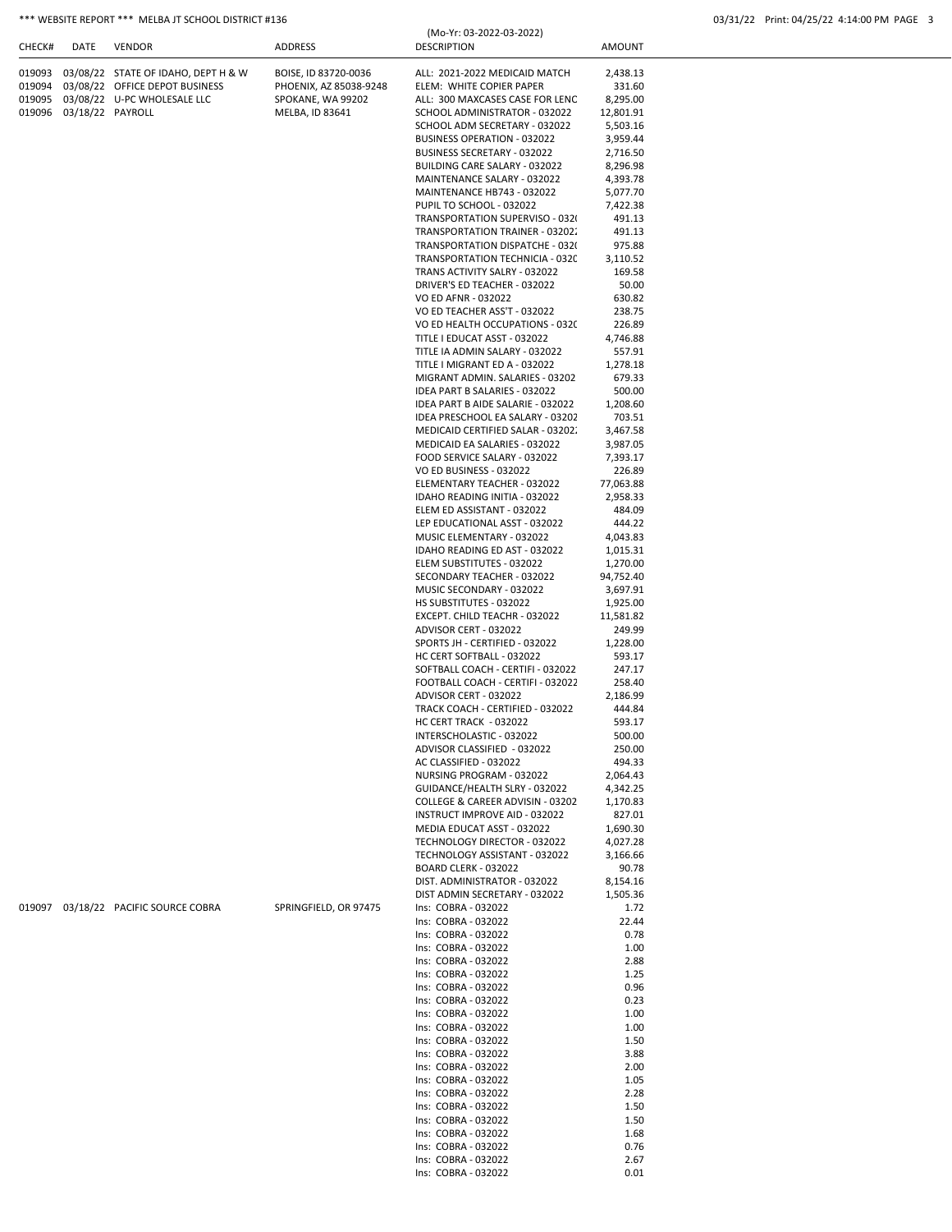\*\*\* WEBSITE REPORT \*\*\* MELBA JT SCHOOL DISTRICT #136

03/31/22 Print: 04/25/22 4:14:00 PM

(Mo-Yr: 03-2022-03-2022)

| CHECK# | DATE | VENDOR | ADDRESS | DESCRIPTION | AMOUNT |
|---|---|---|---|---|---|
| 019093 | 03/08/22 | STATE OF IDAHO, DEPT H & W | BOISE, ID 83720-0036 | ALL: 2021-2022 MEDICAID MATCH | 2,438.13 |
| 019094 | 03/08/22 | OFFICE DEPOT BUSINESS | PHOENIX, AZ 85038-9248 | ELEM: WHITE COPIER PAPER | 331.60 |
| 019095 | 03/08/22 | U-PC WHOLESALE LLC | SPOKANE, WA 99202 | ALL: 300 MAXCASES CASE FOR LENC | 8,295.00 |
| 019096 | 03/18/22 | PAYROLL | MELBA, ID 83641 | SCHOOL ADMINISTRATOR - 032022 | 12,801.91 |
| | | | | SCHOOL ADM SECRETARY - 032022 | 5,503.16 |
| | | | | BUSINESS OPERATION - 032022 | 3,959.44 |
| | | | | BUSINESS SECRETARY - 032022 | 2,716.50 |
| | | | | BUILDING CARE SALARY - 032022 | 8,296.98 |
| | | | | MAINTENANCE SALARY - 032022 | 4,393.78 |
| | | | | MAINTENANCE HB743 - 032022 | 5,077.70 |
| | | | | PUPIL TO SCHOOL - 032022 | 7,422.38 |
| | | | | TRANSPORTATION SUPERVISO - 032( | 491.13 |
| | | | | TRANSPORTATION TRAINER - 03202; | 491.13 |
| | | | | TRANSPORTATION DISPATCHE - 032( | 975.88 |
| | | | | TRANSPORTATION TECHNICIA - 032C | 3,110.52 |
| | | | | TRANS ACTIVITY SALRY - 032022 | 169.58 |
| | | | | DRIVER'S ED TEACHER - 032022 | 50.00 |
| | | | | VO ED AFNR - 032022 | 630.82 |
| | | | | VO ED TEACHER ASS'T - 032022 | 238.75 |
| | | | | VO ED HEALTH OCCUPATIONS - 032C | 226.89 |
| | | | | TITLE I EDUCAT ASST - 032022 | 4,746.88 |
| | | | | TITLE IA ADMIN SALARY - 032022 | 557.91 |
| | | | | TITLE I MIGRANT ED A - 032022 | 1,278.18 |
| | | | | MIGRANT ADMIN. SALARIES - 03202 | 679.33 |
| | | | | IDEA PART B SALARIES - 032022 | 500.00 |
| | | | | IDEA PART B AIDE SALARIE - 032022 | 1,208.60 |
| | | | | IDEA PRESCHOOL EA SALARY - 03202 | 703.51 |
| | | | | MEDICAID CERTIFIED SALAR - 03202; | 3,467.58 |
| | | | | MEDICAID EA SALARIES - 032022 | 3,987.05 |
| | | | | FOOD SERVICE SALARY - 032022 | 7,393.17 |
| | | | | VO ED BUSINESS - 032022 | 226.89 |
| | | | | ELEMENTARY TEACHER - 032022 | 77,063.88 |
| | | | | IDAHO READING INITIA - 032022 | 2,958.33 |
| | | | | ELEM ED ASSISTANT - 032022 | 484.09 |
| | | | | LEP EDUCATIONAL ASST - 032022 | 444.22 |
| | | | | MUSIC ELEMENTARY - 032022 | 4,043.83 |
| | | | | IDAHO READING ED AST - 032022 | 1,015.31 |
| | | | | ELEM SUBSTITUTES - 032022 | 1,270.00 |
| | | | | SECONDARY TEACHER - 032022 | 94,752.40 |
| | | | | MUSIC SECONDARY - 032022 | 3,697.91 |
| | | | | HS SUBSTITUTES - 032022 | 1,925.00 |
| | | | | EXCEPT. CHILD TEACHR - 032022 | 11,581.82 |
| | | | | ADVISOR CERT - 032022 | 249.99 |
| | | | | SPORTS JH - CERTIFIED - 032022 | 1,228.00 |
| | | | | HC CERT SOFTBALL - 032022 | 593.17 |
| | | | | SOFTBALL COACH - CERTIFI - 032022 | 247.17 |
| | | | | FOOTBALL COACH - CERTIFI - 032022 | 258.40 |
| | | | | ADVISOR CERT - 032022 | 2,186.99 |
| | | | | TRACK COACH - CERTIFIED - 032022 | 444.84 |
| | | | | HC CERT TRACK - 032022 | 593.17 |
| | | | | INTERSCHOLASTIC - 032022 | 500.00 |
| | | | | ADVISOR CLASSIFIED - 032022 | 250.00 |
| | | | | AC CLASSIFIED - 032022 | 494.33 |
| | | | | NURSING PROGRAM - 032022 | 2,064.43 |
| | | | | GUIDANCE/HEALTH SLRY - 032022 | 4,342.25 |
| | | | | COLLEGE & CAREER ADVISIN - 03202 | 1,170.83 |
| | | | | INSTRUCT IMPROVE AID - 032022 | 827.01 |
| | | | | MEDIA EDUCAT ASST - 032022 | 1,690.30 |
| | | | | TECHNOLOGY DIRECTOR - 032022 | 4,027.28 |
| | | | | TECHNOLOGY ASSISTANT - 032022 | 3,166.66 |
| | | | | BOARD CLERK - 032022 | 90.78 |
| | | | | DIST. ADMINISTRATOR - 032022 | 8,154.16 |
| | | | | DIST ADMIN SECRETARY - 032022 | 1,505.36 |
| 019097 | 03/18/22 | PACIFIC SOURCE COBRA | SPRINGFIELD, OR 97475 | Ins: COBRA - 032022 | 1.72 |
| | | | | Ins: COBRA - 032022 | 22.44 |
| | | | | Ins: COBRA - 032022 | 0.78 |
| | | | | Ins: COBRA - 032022 | 1.00 |
| | | | | Ins: COBRA - 032022 | 2.88 |
| | | | | Ins: COBRA - 032022 | 1.25 |
| | | | | Ins: COBRA - 032022 | 0.96 |
| | | | | Ins: COBRA - 032022 | 0.23 |
| | | | | Ins: COBRA - 032022 | 1.00 |
| | | | | Ins: COBRA - 032022 | 1.00 |
| | | | | Ins: COBRA - 032022 | 1.50 |
| | | | | Ins: COBRA - 032022 | 3.88 |
| | | | | Ins: COBRA - 032022 | 2.00 |
| | | | | Ins: COBRA - 032022 | 1.05 |
| | | | | Ins: COBRA - 032022 | 2.28 |
| | | | | Ins: COBRA - 032022 | 1.50 |
| | | | | Ins: COBRA - 032022 | 1.50 |
| | | | | Ins: COBRA - 032022 | 1.68 |
| | | | | Ins: COBRA - 032022 | 0.76 |
| | | | | Ins: COBRA - 032022 | 2.67 |
| | | | | Ins: COBRA - 032022 | 0.01 |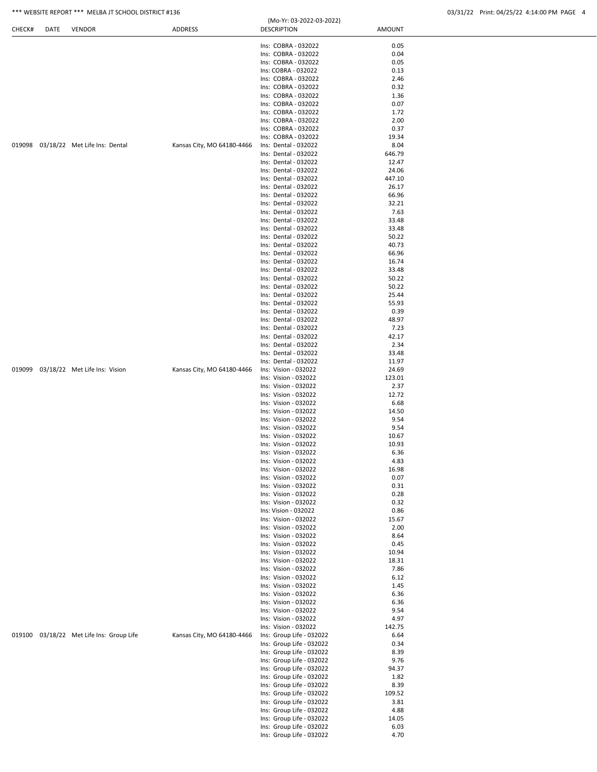| CHECK# | DATE | VENDOR | ADDRESS | DESCRIPTION | AMOUNT |
|---|---|---|---|---|---|
| | | | | Ins: COBRA - 032022 | 0.05 |
| | | | | Ins: COBRA - 032022 | 0.04 |
| | | | | Ins: COBRA - 032022 | 0.05 |
| | | | | Ins: COBRA - 032022 | 0.13 |
| | | | | Ins: COBRA - 032022 | 2.46 |
| | | | | Ins: COBRA - 032022 | 0.32 |
| | | | | Ins: COBRA - 032022 | 1.36 |
| | | | | Ins: COBRA - 032022 | 0.07 |
| | | | | Ins: COBRA - 032022 | 1.72 |
| | | | | Ins: COBRA - 032022 | 2.00 |
| | | | | Ins: COBRA - 032022 | 0.37 |
| | | | | Ins: COBRA - 032022 | 19.34 |
| 019098 | 03/18/22 | Met Life Ins: Dental | Kansas City, MO 64180-4466 | Ins: Dental - 032022 | 8.04 |
| | | | | Ins: Dental - 032022 | 646.79 |
| | | | | Ins: Dental - 032022 | 12.47 |
| | | | | Ins: Dental - 032022 | 24.06 |
| | | | | Ins: Dental - 032022 | 447.10 |
| | | | | Ins: Dental - 032022 | 26.17 |
| | | | | Ins: Dental - 032022 | 66.96 |
| | | | | Ins: Dental - 032022 | 32.21 |
| | | | | Ins: Dental - 032022 | 7.63 |
| | | | | Ins: Dental - 032022 | 33.48 |
| | | | | Ins: Dental - 032022 | 33.48 |
| | | | | Ins: Dental - 032022 | 50.22 |
| | | | | Ins: Dental - 032022 | 40.73 |
| | | | | Ins: Dental - 032022 | 66.96 |
| | | | | Ins: Dental - 032022 | 16.74 |
| | | | | Ins: Dental - 032022 | 33.48 |
| | | | | Ins: Dental - 032022 | 50.22 |
| | | | | Ins: Dental - 032022 | 50.22 |
| | | | | Ins: Dental - 032022 | 25.44 |
| | | | | Ins: Dental - 032022 | 55.93 |
| | | | | Ins: Dental - 032022 | 0.39 |
| | | | | Ins: Dental - 032022 | 48.97 |
| | | | | Ins: Dental - 032022 | 7.23 |
| | | | | Ins: Dental - 032022 | 42.17 |
| | | | | Ins: Dental - 032022 | 2.34 |
| | | | | Ins: Dental - 032022 | 33.48 |
| | | | | Ins: Dental - 032022 | 11.97 |
| 019099 | 03/18/22 | Met Life Ins: Vision | Kansas City, MO 64180-4466 | Ins: Vision - 032022 | 24.69 |
| | | | | Ins: Vision - 032022 | 123.01 |
| | | | | Ins: Vision - 032022 | 2.37 |
| | | | | Ins: Vision - 032022 | 12.72 |
| | | | | Ins: Vision - 032022 | 6.68 |
| | | | | Ins: Vision - 032022 | 14.50 |
| | | | | Ins: Vision - 032022 | 9.54 |
| | | | | Ins: Vision - 032022 | 9.54 |
| | | | | Ins: Vision - 032022 | 10.67 |
| | | | | Ins: Vision - 032022 | 10.93 |
| | | | | Ins: Vision - 032022 | 6.36 |
| | | | | Ins: Vision - 032022 | 4.83 |
| | | | | Ins: Vision - 032022 | 16.98 |
| | | | | Ins: Vision - 032022 | 0.07 |
| | | | | Ins: Vision - 032022 | 0.31 |
| | | | | Ins: Vision - 032022 | 0.28 |
| | | | | Ins: Vision - 032022 | 0.32 |
| | | | | Ins: Vision - 032022 | 0.86 |
| | | | | Ins: Vision - 032022 | 15.67 |
| | | | | Ins: Vision - 032022 | 2.00 |
| | | | | Ins: Vision - 032022 | 8.64 |
| | | | | Ins: Vision - 032022 | 0.45 |
| | | | | Ins: Vision - 032022 | 10.94 |
| | | | | Ins: Vision - 032022 | 18.31 |
| | | | | Ins: Vision - 032022 | 7.86 |
| | | | | Ins: Vision - 032022 | 6.12 |
| | | | | Ins: Vision - 032022 | 1.45 |
| | | | | Ins: Vision - 032022 | 6.36 |
| | | | | Ins: Vision - 032022 | 6.36 |
| | | | | Ins: Vision - 032022 | 9.54 |
| | | | | Ins: Vision - 032022 | 4.97 |
| | | | | Ins: Vision - 032022 | 142.75 |
| 019100 | 03/18/22 | Met Life Ins: Group Life | Kansas City, MO 64180-4466 | Ins: Group Life - 032022 | 6.64 |
| | | | | Ins: Group Life - 032022 | 0.34 |
| | | | | Ins: Group Life - 032022 | 8.39 |
| | | | | Ins: Group Life - 032022 | 9.76 |
| | | | | Ins: Group Life - 032022 | 94.37 |
| | | | | Ins: Group Life - 032022 | 1.82 |
| | | | | Ins: Group Life - 032022 | 8.39 |
| | | | | Ins: Group Life - 032022 | 109.52 |
| | | | | Ins: Group Life - 032022 | 3.81 |
| | | | | Ins: Group Life - 032022 | 4.88 |
| | | | | Ins: Group Life - 032022 | 14.05 |
| | | | | Ins: Group Life - 032022 | 6.03 |
| | | | | Ins: Group Life - 032022 | 4.70 |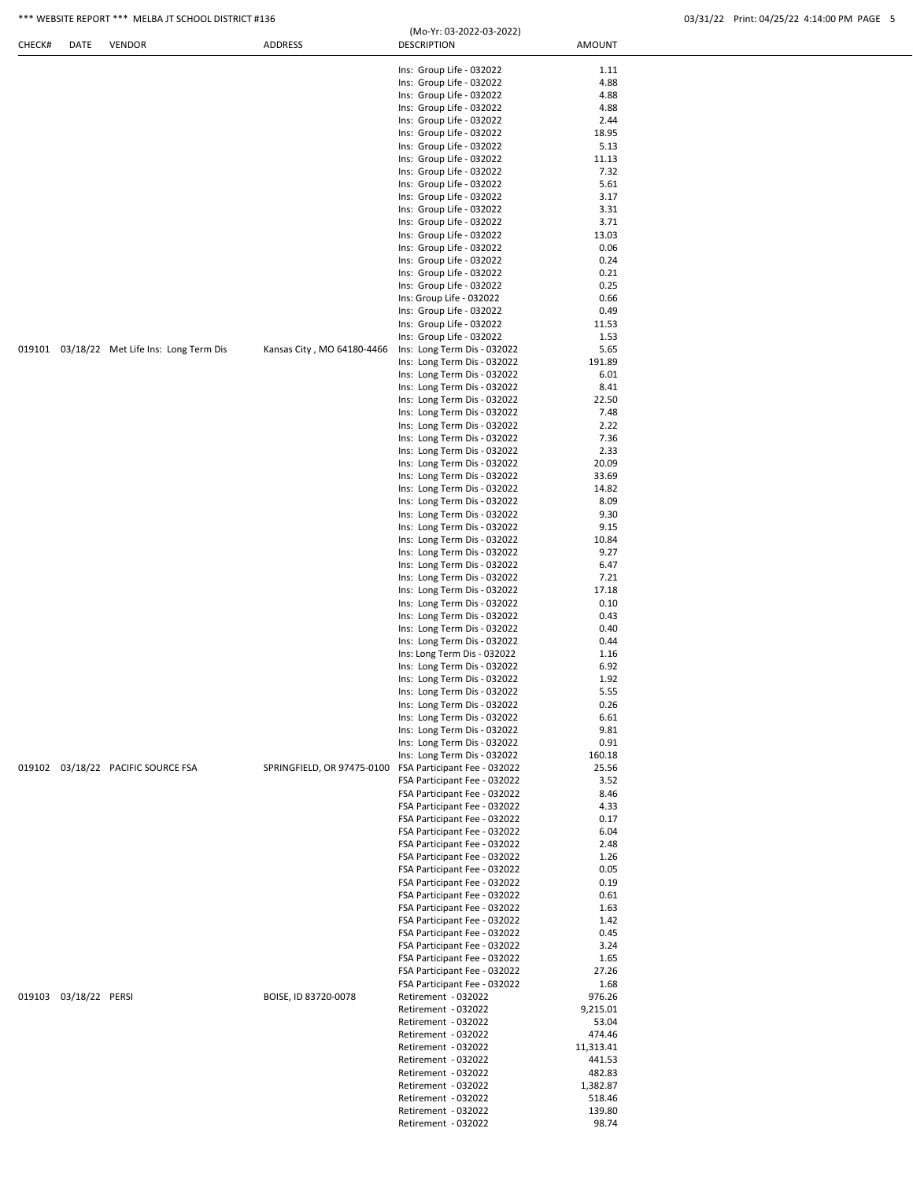| CHECK# | DATE | VENDOR | ADDRESS | DESCRIPTION | AMOUNT |
|---|---|---|---|---|---|
| | | | | Ins: Group Life - 032022 | 1.11 |
| | | | | Ins: Group Life - 032022 | 4.88 |
| | | | | Ins: Group Life - 032022 | 4.88 |
| | | | | Ins: Group Life - 032022 | 4.88 |
| | | | | Ins: Group Life - 032022 | 2.44 |
| | | | | Ins: Group Life - 032022 | 18.95 |
| | | | | Ins: Group Life - 032022 | 5.13 |
| | | | | Ins: Group Life - 032022 | 11.13 |
| | | | | Ins: Group Life - 032022 | 7.32 |
| | | | | Ins: Group Life - 032022 | 5.61 |
| | | | | Ins: Group Life - 032022 | 3.17 |
| | | | | Ins: Group Life - 032022 | 3.31 |
| | | | | Ins: Group Life - 032022 | 3.71 |
| | | | | Ins: Group Life - 032022 | 13.03 |
| | | | | Ins: Group Life - 032022 | 0.06 |
| | | | | Ins: Group Life - 032022 | 0.24 |
| | | | | Ins: Group Life - 032022 | 0.21 |
| | | | | Ins: Group Life - 032022 | 0.25 |
| | | | | Ins: Group Life - 032022 | 0.66 |
| | | | | Ins: Group Life - 032022 | 0.49 |
| | | | | Ins: Group Life - 032022 | 11.53 |
| | | | | Ins: Group Life - 032022 | 1.53 |
| 019101 | 03/18/22 | Met Life Ins: Long Term Dis | Kansas City , MO 64180-4466 | Ins: Long Term Dis - 032022 | 5.65 |
| | | | | Ins: Long Term Dis - 032022 | 191.89 |
| | | | | Ins: Long Term Dis - 032022 | 6.01 |
| | | | | Ins: Long Term Dis - 032022 | 8.41 |
| | | | | Ins: Long Term Dis - 032022 | 22.50 |
| | | | | Ins: Long Term Dis - 032022 | 7.48 |
| | | | | Ins: Long Term Dis - 032022 | 2.22 |
| | | | | Ins: Long Term Dis - 032022 | 7.36 |
| | | | | Ins: Long Term Dis - 032022 | 2.33 |
| | | | | Ins: Long Term Dis - 032022 | 20.09 |
| | | | | Ins: Long Term Dis - 032022 | 33.69 |
| | | | | Ins: Long Term Dis - 032022 | 14.82 |
| | | | | Ins: Long Term Dis - 032022 | 8.09 |
| | | | | Ins: Long Term Dis - 032022 | 9.30 |
| | | | | Ins: Long Term Dis - 032022 | 9.15 |
| | | | | Ins: Long Term Dis - 032022 | 10.84 |
| | | | | Ins: Long Term Dis - 032022 | 9.27 |
| | | | | Ins: Long Term Dis - 032022 | 6.47 |
| | | | | Ins: Long Term Dis - 032022 | 7.21 |
| | | | | Ins: Long Term Dis - 032022 | 17.18 |
| | | | | Ins: Long Term Dis - 032022 | 0.10 |
| | | | | Ins: Long Term Dis - 032022 | 0.43 |
| | | | | Ins: Long Term Dis - 032022 | 0.40 |
| | | | | Ins: Long Term Dis - 032022 | 0.44 |
| | | | | Ins: Long Term Dis - 032022 | 1.16 |
| | | | | Ins: Long Term Dis - 032022 | 6.92 |
| | | | | Ins: Long Term Dis - 032022 | 1.92 |
| | | | | Ins: Long Term Dis - 032022 | 5.55 |
| | | | | Ins: Long Term Dis - 032022 | 0.26 |
| | | | | Ins: Long Term Dis - 032022 | 6.61 |
| | | | | Ins: Long Term Dis - 032022 | 9.81 |
| | | | | Ins: Long Term Dis - 032022 | 0.91 |
| | | | | Ins: Long Term Dis - 032022 | 160.18 |
| 019102 | 03/18/22 | PACIFIC SOURCE FSA | SPRINGFIELD, OR 97475-0100 | FSA Participant Fee - 032022 | 25.56 |
| | | | | FSA Participant Fee - 032022 | 3.52 |
| | | | | FSA Participant Fee - 032022 | 8.46 |
| | | | | FSA Participant Fee - 032022 | 4.33 |
| | | | | FSA Participant Fee - 032022 | 0.17 |
| | | | | FSA Participant Fee - 032022 | 6.04 |
| | | | | FSA Participant Fee - 032022 | 2.48 |
| | | | | FSA Participant Fee - 032022 | 1.26 |
| | | | | FSA Participant Fee - 032022 | 0.05 |
| | | | | FSA Participant Fee - 032022 | 0.19 |
| | | | | FSA Participant Fee - 032022 | 0.61 |
| | | | | FSA Participant Fee - 032022 | 1.63 |
| | | | | FSA Participant Fee - 032022 | 1.42 |
| | | | | FSA Participant Fee - 032022 | 0.45 |
| | | | | FSA Participant Fee - 032022 | 3.24 |
| | | | | FSA Participant Fee - 032022 | 1.65 |
| | | | | FSA Participant Fee - 032022 | 27.26 |
| | | | | FSA Participant Fee - 032022 | 1.68 |
| 019103 | 03/18/22 | PERSI | BOISE, ID 83720-0078 | Retirement - 032022 | 976.26 |
| | | | | Retirement - 032022 | 9,215.01 |
| | | | | Retirement - 032022 | 53.04 |
| | | | | Retirement - 032022 | 474.46 |
| | | | | Retirement - 032022 | 11,313.41 |
| | | | | Retirement - 032022 | 441.53 |
| | | | | Retirement - 032022 | 482.83 |
| | | | | Retirement - 032022 | 1,382.87 |
| | | | | Retirement - 032022 | 518.46 |
| | | | | Retirement - 032022 | 139.80 |
| | | | | Retirement - 032022 | 98.74 |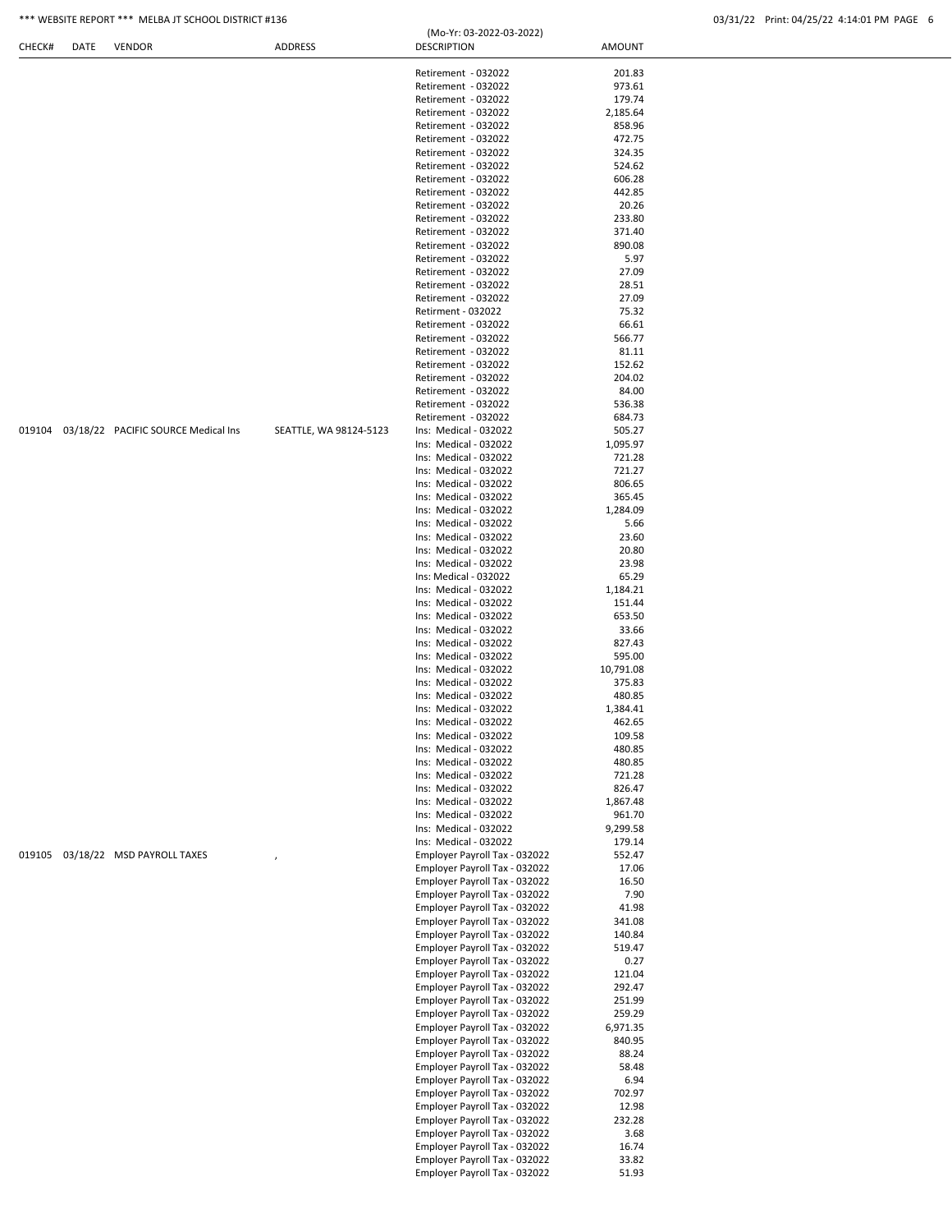| CHECK# | DATE | VENDOR | ADDRESS | DESCRIPTION | AMOUNT |
|---|---|---|---|---|---|
| | | | | Retirement - 032022 | 201.83 |
| | | | | Retirement - 032022 | 973.61 |
| | | | | Retirement - 032022 | 179.74 |
| | | | | Retirement - 032022 | 2,185.64 |
| | | | | Retirement - 032022 | 858.96 |
| | | | | Retirement - 032022 | 472.75 |
| | | | | Retirement - 032022 | 324.35 |
| | | | | Retirement - 032022 | 524.62 |
| | | | | Retirement - 032022 | 606.28 |
| | | | | Retirement - 032022 | 442.85 |
| | | | | Retirement - 032022 | 20.26 |
| | | | | Retirement - 032022 | 233.80 |
| | | | | Retirement - 032022 | 371.40 |
| | | | | Retirement - 032022 | 890.08 |
| | | | | Retirement - 032022 | 5.97 |
| | | | | Retirement - 032022 | 27.09 |
| | | | | Retirement - 032022 | 28.51 |
| | | | | Retirement - 032022 | 27.09 |
| | | | | Retirment - 032022 | 75.32 |
| | | | | Retirement - 032022 | 66.61 |
| | | | | Retirement - 032022 | 566.77 |
| | | | | Retirement - 032022 | 81.11 |
| | | | | Retirement - 032022 | 152.62 |
| | | | | Retirement - 032022 | 204.02 |
| | | | | Retirement - 032022 | 84.00 |
| | | | | Retirement - 032022 | 536.38 |
| | | | | Retirement - 032022 | 684.73 |
| 019104 | 03/18/22 | PACIFIC SOURCE Medical Ins | SEATTLE, WA 98124-5123 | Ins: Medical - 032022 | 505.27 |
| | | | | Ins: Medical - 032022 | 1,095.97 |
| | | | | Ins: Medical - 032022 | 721.28 |
| | | | | Ins: Medical - 032022 | 721.27 |
| | | | | Ins: Medical - 032022 | 806.65 |
| | | | | Ins: Medical - 032022 | 365.45 |
| | | | | Ins: Medical - 032022 | 1,284.09 |
| | | | | Ins: Medical - 032022 | 5.66 |
| | | | | Ins: Medical - 032022 | 23.60 |
| | | | | Ins: Medical - 032022 | 20.80 |
| | | | | Ins: Medical - 032022 | 23.98 |
| | | | | Ins: Medical - 032022 | 65.29 |
| | | | | Ins: Medical - 032022 | 1,184.21 |
| | | | | Ins: Medical - 032022 | 151.44 |
| | | | | Ins: Medical - 032022 | 653.50 |
| | | | | Ins: Medical - 032022 | 33.66 |
| | | | | Ins: Medical - 032022 | 827.43 |
| | | | | Ins: Medical - 032022 | 595.00 |
| | | | | Ins: Medical - 032022 | 10,791.08 |
| | | | | Ins: Medical - 032022 | 375.83 |
| | | | | Ins: Medical - 032022 | 480.85 |
| | | | | Ins: Medical - 032022 | 1,384.41 |
| | | | | Ins: Medical - 032022 | 462.65 |
| | | | | Ins: Medical - 032022 | 109.58 |
| | | | | Ins: Medical - 032022 | 480.85 |
| | | | | Ins: Medical - 032022 | 480.85 |
| | | | | Ins: Medical - 032022 | 721.28 |
| | | | | Ins: Medical - 032022 | 826.47 |
| | | | | Ins: Medical - 032022 | 1,867.48 |
| | | | | Ins: Medical - 032022 | 961.70 |
| | | | | Ins: Medical - 032022 | 9,299.58 |
| | | | | Ins: Medical - 032022 | 179.14 |
| 019105 | 03/18/22 | MSD PAYROLL TAXES | , | Employer Payroll Tax - 032022 | 552.47 |
| | | | | Employer Payroll Tax - 032022 | 17.06 |
| | | | | Employer Payroll Tax - 032022 | 16.50 |
| | | | | Employer Payroll Tax - 032022 | 7.90 |
| | | | | Employer Payroll Tax - 032022 | 41.98 |
| | | | | Employer Payroll Tax - 032022 | 341.08 |
| | | | | Employer Payroll Tax - 032022 | 140.84 |
| | | | | Employer Payroll Tax - 032022 | 519.47 |
| | | | | Employer Payroll Tax - 032022 | 0.27 |
| | | | | Employer Payroll Tax - 032022 | 121.04 |
| | | | | Employer Payroll Tax - 032022 | 292.47 |
| | | | | Employer Payroll Tax - 032022 | 251.99 |
| | | | | Employer Payroll Tax - 032022 | 259.29 |
| | | | | Employer Payroll Tax - 032022 | 6,971.35 |
| | | | | Employer Payroll Tax - 032022 | 840.95 |
| | | | | Employer Payroll Tax - 032022 | 88.24 |
| | | | | Employer Payroll Tax - 032022 | 58.48 |
| | | | | Employer Payroll Tax - 032022 | 6.94 |
| | | | | Employer Payroll Tax - 032022 | 702.97 |
| | | | | Employer Payroll Tax - 032022 | 12.98 |
| | | | | Employer Payroll Tax - 032022 | 232.28 |
| | | | | Employer Payroll Tax - 032022 | 3.68 |
| | | | | Employer Payroll Tax - 032022 | 16.74 |
| | | | | Employer Payroll Tax - 032022 | 33.82 |
| | | | | Employer Payroll Tax - 032022 | 51.93 |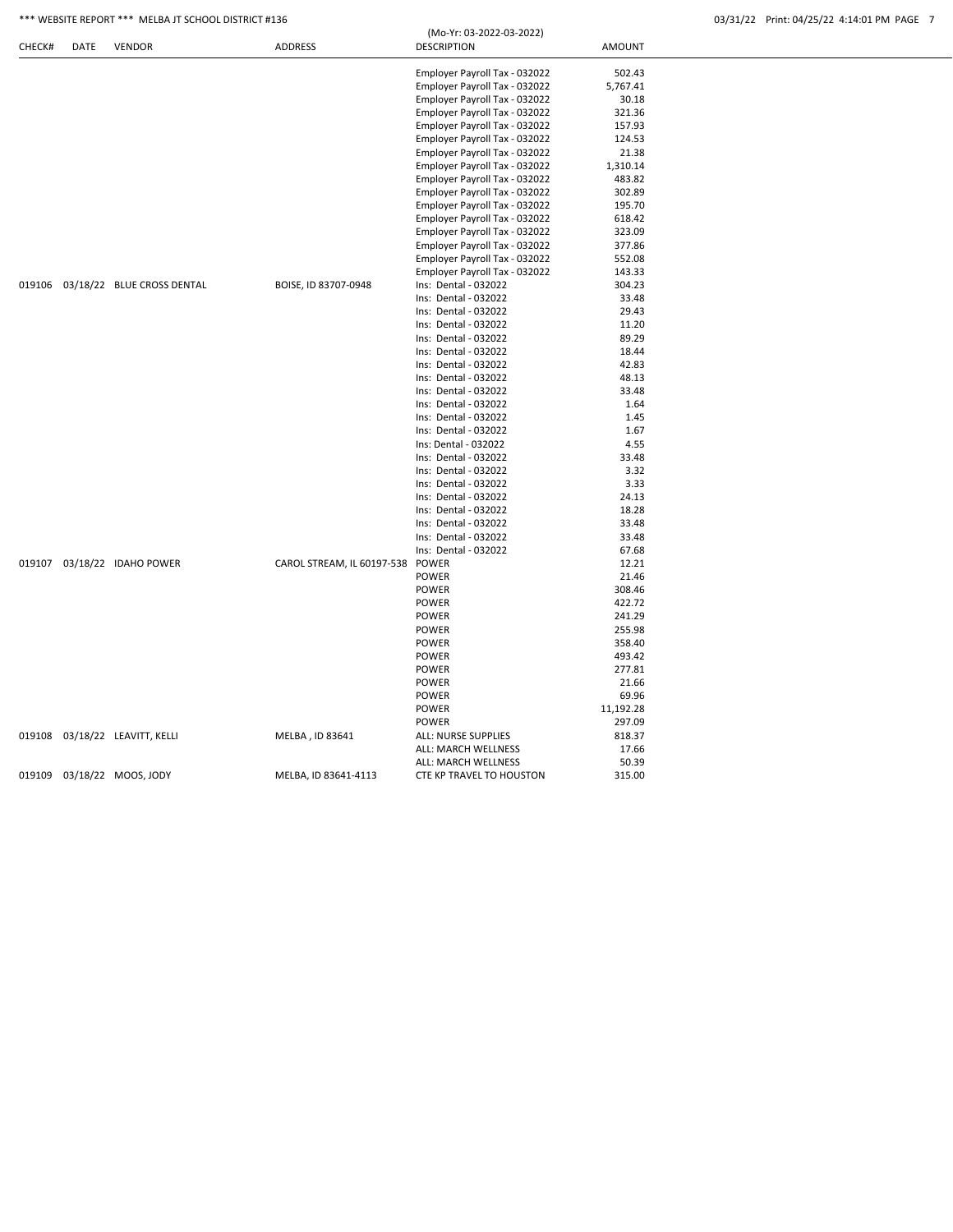| CHECK# | DATE | VENDOR | ADDRESS | DESCRIPTION | AMOUNT |
|---|---|---|---|---|---|
| | | | | Employer Payroll Tax - 032022 | 502.43 |
| | | | | Employer Payroll Tax - 032022 | 5,767.41 |
| | | | | Employer Payroll Tax - 032022 | 30.18 |
| | | | | Employer Payroll Tax - 032022 | 321.36 |
| | | | | Employer Payroll Tax - 032022 | 157.93 |
| | | | | Employer Payroll Tax - 032022 | 124.53 |
| | | | | Employer Payroll Tax - 032022 | 21.38 |
| | | | | Employer Payroll Tax - 032022 | 1,310.14 |
| | | | | Employer Payroll Tax - 032022 | 483.82 |
| | | | | Employer Payroll Tax - 032022 | 302.89 |
| | | | | Employer Payroll Tax - 032022 | 195.70 |
| | | | | Employer Payroll Tax - 032022 | 618.42 |
| | | | | Employer Payroll Tax - 032022 | 323.09 |
| | | | | Employer Payroll Tax - 032022 | 377.86 |
| | | | | Employer Payroll Tax - 032022 | 552.08 |
| | | | | Employer Payroll Tax - 032022 | 143.33 |
| 019106 | 03/18/22 | BLUE CROSS DENTAL | BOISE, ID 83707-0948 | Ins: Dental - 032022 | 304.23 |
| | | | | Ins: Dental - 032022 | 33.48 |
| | | | | Ins: Dental - 032022 | 29.43 |
| | | | | Ins: Dental - 032022 | 11.20 |
| | | | | Ins: Dental - 032022 | 89.29 |
| | | | | Ins: Dental - 032022 | 18.44 |
| | | | | Ins: Dental - 032022 | 42.83 |
| | | | | Ins: Dental - 032022 | 48.13 |
| | | | | Ins: Dental - 032022 | 33.48 |
| | | | | Ins: Dental - 032022 | 1.64 |
| | | | | Ins: Dental - 032022 | 1.45 |
| | | | | Ins: Dental - 032022 | 1.67 |
| | | | | Ins: Dental - 032022 | 4.55 |
| | | | | Ins: Dental - 032022 | 33.48 |
| | | | | Ins: Dental - 032022 | 3.32 |
| | | | | Ins: Dental - 032022 | 3.33 |
| | | | | Ins: Dental - 032022 | 24.13 |
| | | | | Ins: Dental - 032022 | 18.28 |
| | | | | Ins: Dental - 032022 | 33.48 |
| | | | | Ins: Dental - 032022 | 33.48 |
| | | | | Ins: Dental - 032022 | 67.68 |
| 019107 | 03/18/22 | IDAHO POWER | CAROL STREAM, IL 60197-538 | POWER | 12.21 |
| | | | | POWER | 21.46 |
| | | | | POWER | 308.46 |
| | | | | POWER | 422.72 |
| | | | | POWER | 241.29 |
| | | | | POWER | 255.98 |
| | | | | POWER | 358.40 |
| | | | | POWER | 493.42 |
| | | | | POWER | 277.81 |
| | | | | POWER | 21.66 |
| | | | | POWER | 69.96 |
| | | | | POWER | 11,192.28 |
| | | | | POWER | 297.09 |
| 019108 | 03/18/22 | LEAVITT, KELLI | MELBA , ID 83641 | ALL: NURSE SUPPLIES | 818.37 |
| | | | | ALL: MARCH WELLNESS | 17.66 |
| | | | | ALL: MARCH WELLNESS | 50.39 |
| 019109 | 03/18/22 | MOOS, JODY | MELBA, ID 83641-4113 | CTE KP TRAVEL TO HOUSTON | 315.00 |